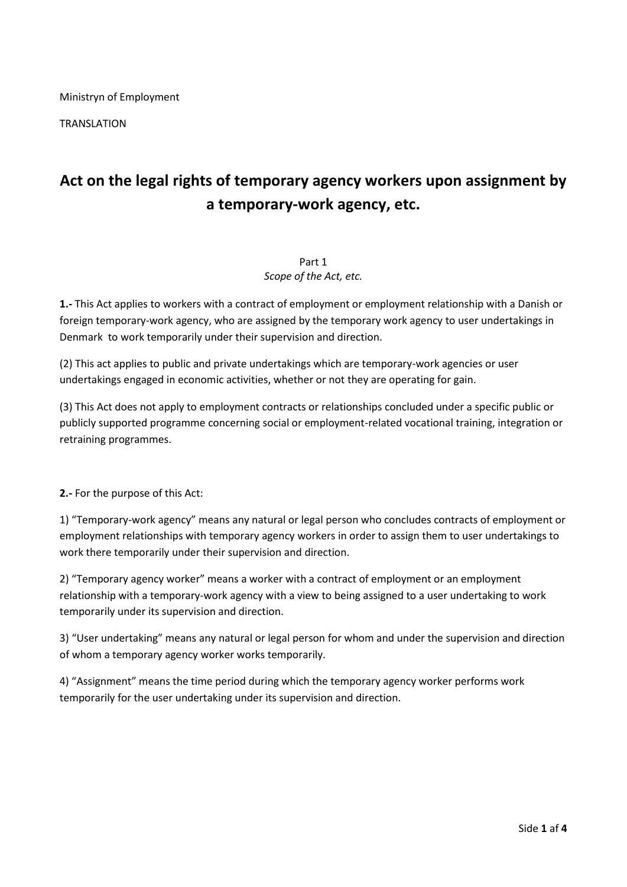Ministryn of Employment

TRANSLATION

# Act on the legal rights of temporary agency workers upon assignment by a temporary-work agency, etc.

Part 1

*Scope of the Act, etc.*

**1.-** This Act applies to workers with a contract of employment or employment relationship with a Danish or foreign temporary-work agency, who are assigned by the temporary work agency to user undertakings in Denmark to work temporarily under their supervision and direction.

(2) This act applies to public and private undertakings which are temporary-work agencies or user undertakings engaged in economic activities, whether or not they are operating for gain.

(3) This Act does not apply to employment contracts or relationships concluded under a specific public or publicly supported programme concerning social or employment-related vocational training, integration or retraining programmes.

**2.-** For the purpose of this Act:

1) "Temporary-work agency" means any natural or legal person who concludes contracts of employment or employment relationships with temporary agency workers in order to assign them to user undertakings to work there temporarily under their supervision and direction.

2) "Temporary agency worker" means a worker with a contract of employment or an employment relationship with a temporary-work agency with a view to being assigned to a user undertaking to work temporarily under its supervision and direction.

3) "User undertaking" means any natural or legal person for whom and under the supervision and direction of whom a temporary agency worker works temporarily.

4) "Assignment" means the time period during which the temporary agency worker performs work temporarily for the user undertaking under its supervision and direction.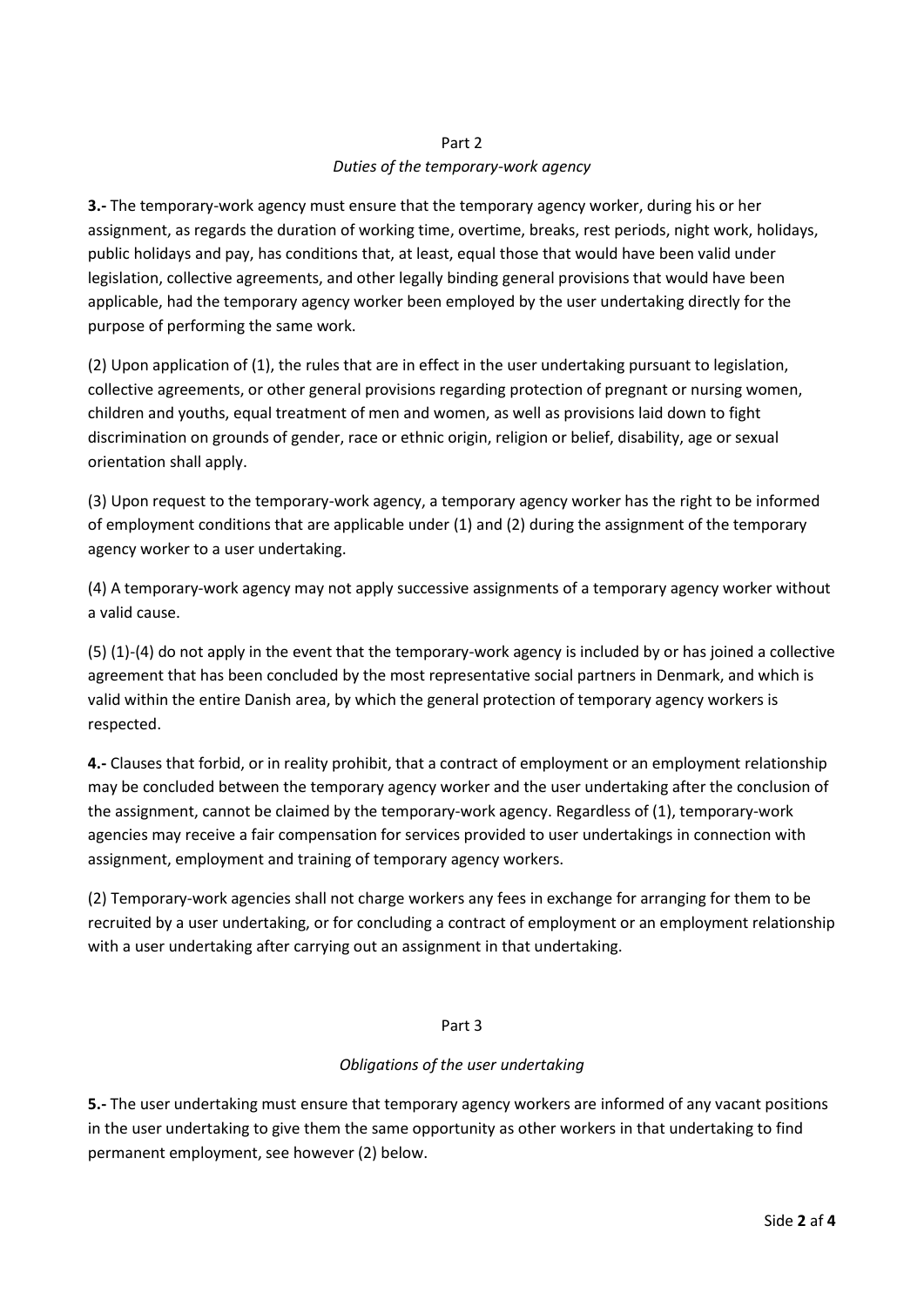## Part 2

### *Duties of the temporary-work agency*

**3.-** The temporary-work agency must ensure that the temporary agency worker, during his or her assignment, as regards the duration of working time, overtime, breaks, rest periods, night work, holidays, public holidays and pay, has conditions that, at least, equal those that would have been valid under legislation, collective agreements, and other legally binding general provisions that would have been applicable, had the temporary agency worker been employed by the user undertaking directly for the purpose of performing the same work.

(2) Upon application of (1), the rules that are in effect in the user undertaking pursuant to legislation, collective agreements, or other general provisions regarding protection of pregnant or nursing women, children and youths, equal treatment of men and women, as well as provisions laid down to fight discrimination on grounds of gender, race or ethnic origin, religion or belief, disability, age or sexual orientation shall apply.

(3) Upon request to the temporary-work agency, a temporary agency worker has the right to be informed of employment conditions that are applicable under (1) and (2) during the assignment of the temporary agency worker to a user undertaking.

(4) A temporary-work agency may not apply successive assignments of a temporary agency worker without a valid cause.

(5) (1)-(4) do not apply in the event that the temporary-work agency is included by or has joined a collective agreement that has been concluded by the most representative social partners in Denmark, and which is valid within the entire Danish area, by which the general protection of temporary agency workers is respected.

**4.-** Clauses that forbid, or in reality prohibit, that a contract of employment or an employment relationship may be concluded between the temporary agency worker and the user undertaking after the conclusion of the assignment, cannot be claimed by the temporary-work agency. Regardless of (1), temporary-work agencies may receive a fair compensation for services provided to user undertakings in connection with assignment, employment and training of temporary agency workers.

(2) Temporary-work agencies shall not charge workers any fees in exchange for arranging for them to be recruited by a user undertaking, or for concluding a contract of employment or an employment relationship with a user undertaking after carrying out an assignment in that undertaking.

## Part 3

### *Obligations of the user undertaking*

**5.-** The user undertaking must ensure that temporary agency workers are informed of any vacant positions in the user undertaking to give them the same opportunity as other workers in that undertaking to find permanent employment, see however (2) below.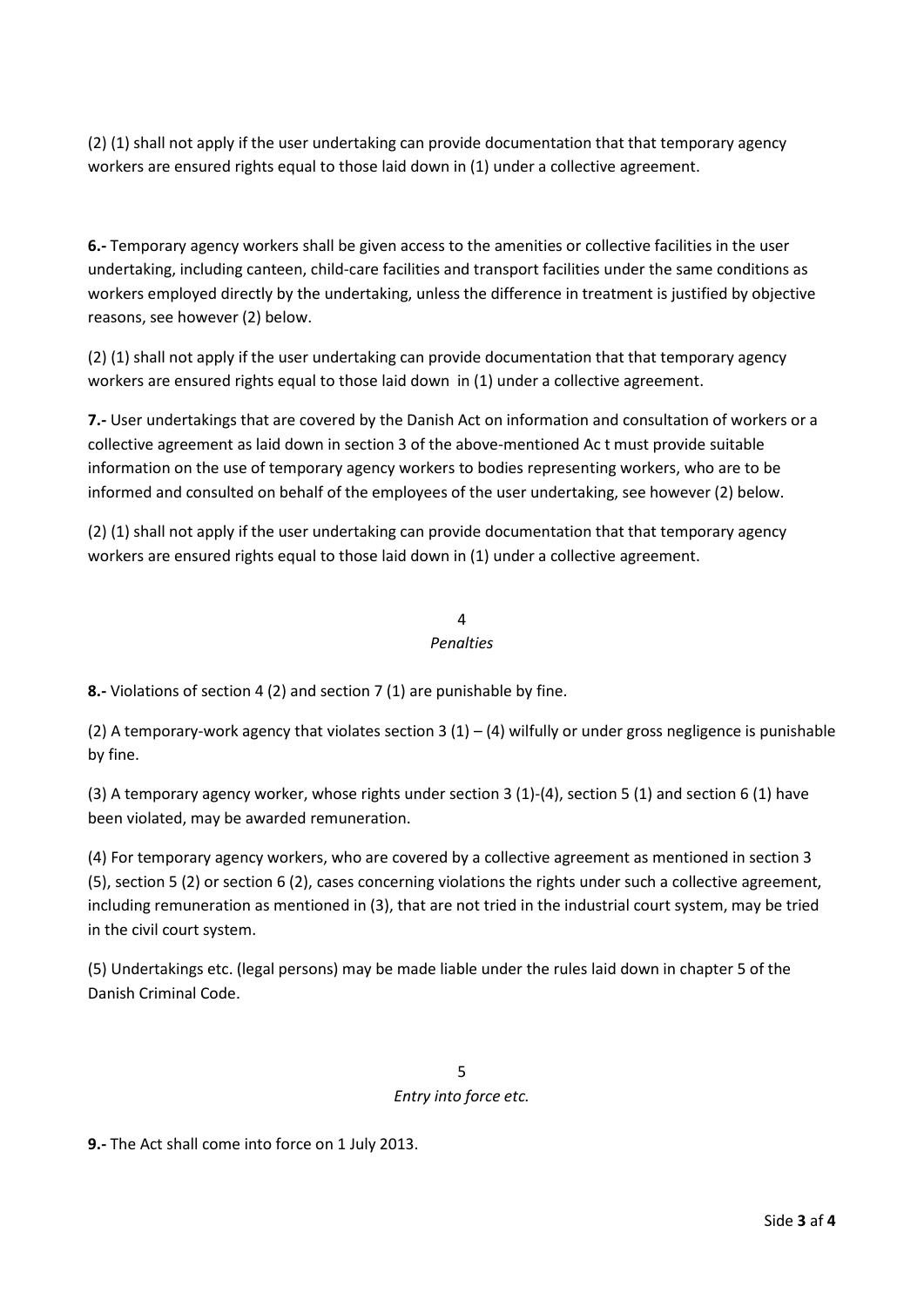(2) (1) shall not apply if the user undertaking can provide documentation that that temporary agency workers are ensured rights equal to those laid down in (1) under a collective agreement.

**6.-** Temporary agency workers shall be given access to the amenities or collective facilities in the user undertaking, including canteen, child-care facilities and transport facilities under the same conditions as workers employed directly by the undertaking, unless the difference in treatment is justified by objective reasons, see however (2) below.

(2) (1) shall not apply if the user undertaking can provide documentation that that temporary agency workers are ensured rights equal to those laid down in (1) under a collective agreement.

**7.-** User undertakings that are covered by the Danish Act on information and consultation of workers or a collective agreement as laid down in section 3 of the above-mentioned Ac t must provide suitable information on the use of temporary agency workers to bodies representing workers, who are to be informed and consulted on behalf of the employees of the user undertaking, see however (2) below.

(2) (1) shall not apply if the user undertaking can provide documentation that that temporary agency workers are ensured rights equal to those laid down in (1) under a collective agreement.

## 4
### *Penalties*

**8.-** Violations of section 4 (2) and section 7 (1) are punishable by fine.

(2) A temporary-work agency that violates section 3 (1) – (4) wilfully or under gross negligence is punishable by fine.

(3) A temporary agency worker, whose rights under section 3 (1)-(4), section 5 (1) and section 6 (1) have been violated, may be awarded remuneration.

(4) For temporary agency workers, who are covered by a collective agreement as mentioned in section 3 (5), section 5 (2) or section 6 (2), cases concerning violations the rights under such a collective agreement, including remuneration as mentioned in (3), that are not tried in the industrial court system, may be tried in the civil court system.

(5) Undertakings etc. (legal persons) may be made liable under the rules laid down in chapter 5 of the Danish Criminal Code.

## 5
### *Entry into force etc.*

**9.-** The Act shall come into force on 1 July 2013.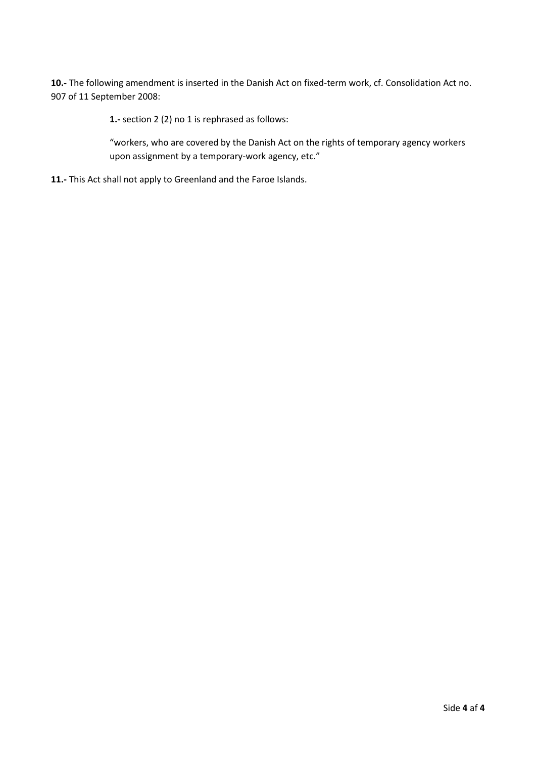**10.-** The following amendment is inserted in the Danish Act on fixed-term work, cf. Consolidation Act no. 907 of 11 September 2008:

> **1.-** section 2 (2) no 1 is rephrased as follows:
>
> "workers, who are covered by the Danish Act on the rights of temporary agency workers upon assignment by a temporary-work agency, etc."

**11.-** This Act shall not apply to Greenland and the Faroe Islands.